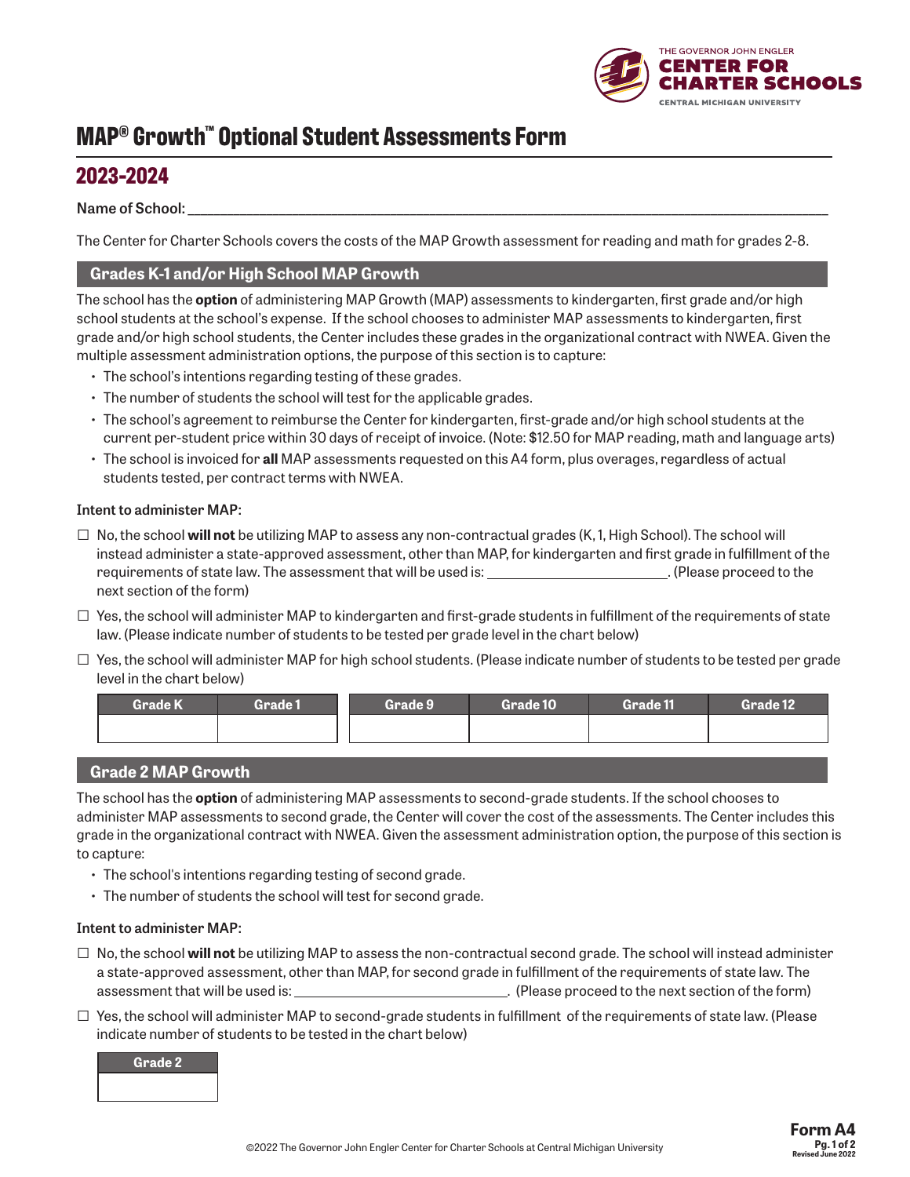# MAP® Growth™ Optional Student Assessments Form

## 2023-2024

**Name of School:** ______________________________________________

The Center for Charter Schools covers the costs of the MAP Growth assessment for reading and math for grades 2-8.

### Grades K-1 and/or High School MAP Growth

The school has the **option** of administering MAP Growth (MAP) assessments to kindergarten, first grade and/or high school students at the school's expense. If the school chooses to administer MAP assessments to kindergarten, first grade and/or high school students, the Center includes these grades in the organizational contract with NWEA. Given the multiple assessment administration options, the purpose of this section is to capture:

- The school's intentions regarding testing of these grades.
- The number of students the school will test for the applicable grades.
- The school's agreement to reimburse the Center for kindergarten, first-grade and/or high school students at the current per-student price within 30 days of receipt of invoice. (Note: $12.50 for MAP reading, math and language arts)
- The school is invoiced for **all** MAP assessments requested on this A4 form, plus overages, regardless of actual students tested, per contract terms with NWEA.

**Intent to administer MAP:**

☐ No, the school **will not** be utilizing MAP to assess any non-contractual grades (K, 1, High School). The school will instead administer a state-approved assessment, other than MAP, for kindergarten and first grade in fulfillment of the requirements of state law. The assessment that will be used is: ____________________. (Please proceed to the next section of the form)

☐ Yes, the school will administer MAP to kindergarten and first-grade students in fulfillment of the requirements of state law. (Please indicate number of students to be tested per grade level in the chart below)

☐ Yes, the school will administer MAP for high school students. (Please indicate number of students to be tested per grade level in the chart below)

| Grade K | Grade 1 | Grade 9 | Grade 10 | Grade 11 | Grade 12 |
|---|---|---|---|---|---|
| | | | | | |

### Grade 2 MAP Growth

The school has the **option** of administering MAP assessments to second-grade students. If the school chooses to administer MAP assessments to second grade, the Center will cover the cost of the assessments. The Center includes this grade in the organizational contract with NWEA. Given the assessment administration option, the purpose of this section is to capture:

- The school's intentions regarding testing of second grade.
- The number of students the school will test for second grade.

**Intent to administer MAP:**

☐ No, the school **will not** be utilizing MAP to assess the non-contractual second grade. The school will instead administer a state-approved assessment, other than MAP, for second grade in fulfillment of the requirements of state law. The assessment that will be used is: ____________________. (Please proceed to the next section of the form)

☐ Yes, the school will administer MAP to second-grade students in fulfillment of the requirements of state law. (Please indicate number of students to be tested in the chart below)

| Grade 2 |
|---|
| |

©2022 The Governor John Engler Center for Charter Schools at Central Michigan University

Form A4
Revised June 2022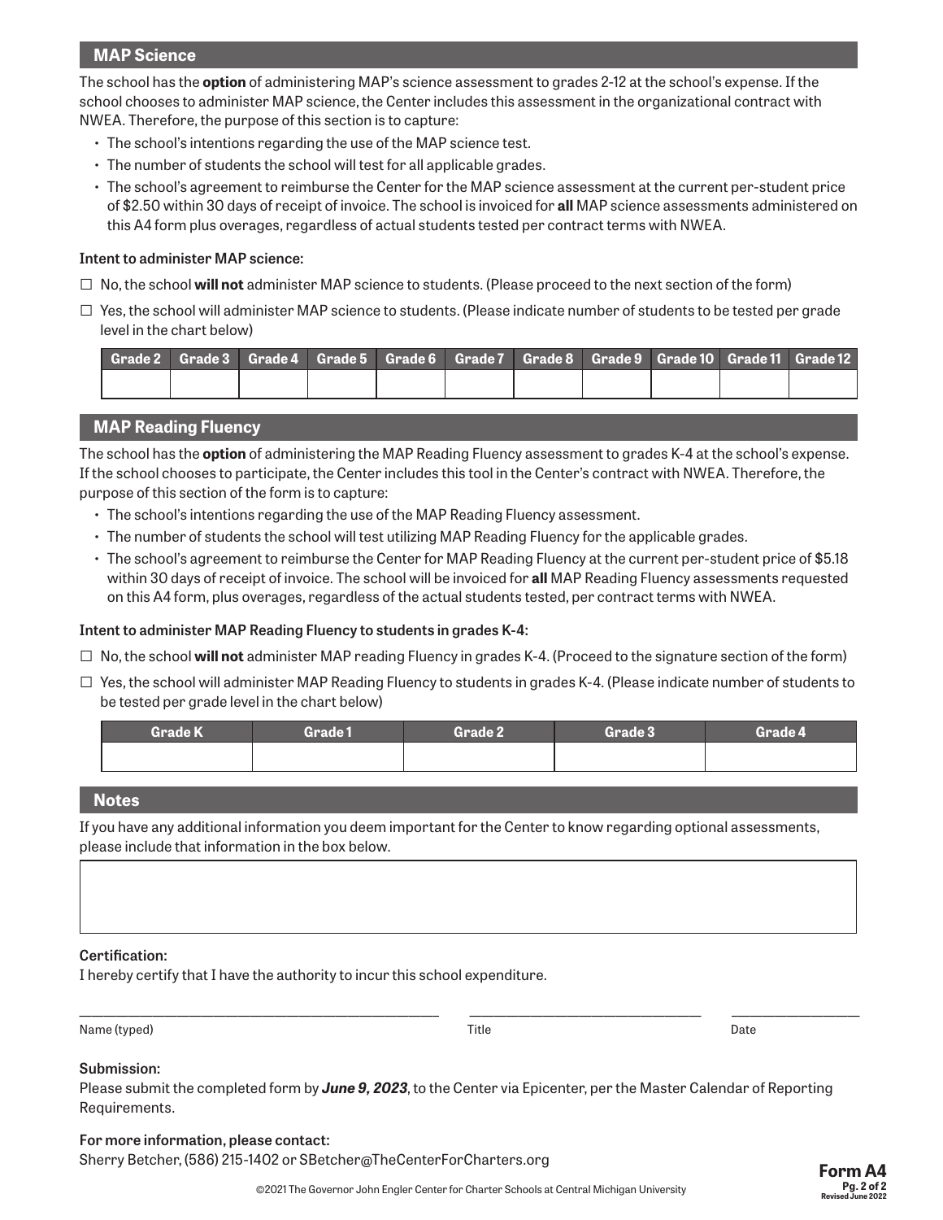## MAP Science

The school has the **option** of administering MAP's science assessment to grades 2-12 at the school's expense. If the school chooses to administer MAP science, the Center includes this assessment in the organizational contract with NWEA. Therefore, the purpose of this section is to capture:

- The school's intentions regarding the use of the MAP science test.
- The number of students the school will test for all applicable grades.
- The school's agreement to reimburse the Center for the MAP science assessment at the current per-student price of $2.50 within 30 days of receipt of invoice. The school is invoiced for **all** MAP science assessments administered on this A4 form plus overages, regardless of actual students tested per contract terms with NWEA.

**Intent to administer MAP science:**

☐ No, the school **will not** administer MAP science to students. (Please proceed to the next section of the form)

☐ Yes, the school will administer MAP science to students. (Please indicate number of students to be tested per grade level in the chart below)

| Grade 2 | Grade 3 | Grade 4 | Grade 5 | Grade 6 | Grade 7 | Grade 8 | Grade 9 | Grade 10 | Grade 11 | Grade 12 |
|---|---|---|---|---|---|---|---|---|---|---|
| | | | | | | | | | | |

## MAP Reading Fluency

The school has the **option** of administering the MAP Reading Fluency assessment to grades K-4 at the school's expense. If the school chooses to participate, the Center includes this tool in the Center's contract with NWEA. Therefore, the purpose of this section of the form is to capture:

- The school's intentions regarding the use of the MAP Reading Fluency assessment.
- The number of students the school will test utilizing MAP Reading Fluency for the applicable grades.
- The school's agreement to reimburse the Center for MAP Reading Fluency at the current per-student price of $5.18 within 30 days of receipt of invoice. The school will be invoiced for **all** MAP Reading Fluency assessments requested on this A4 form, plus overages, regardless of the actual students tested, per contract terms with NWEA.

**Intent to administer MAP Reading Fluency to students in grades K-4:**

☐ No, the school **will not** administer MAP reading Fluency in grades K-4. (Proceed to the signature section of the form)

☐ Yes, the school will administer MAP Reading Fluency to students in grades K-4. (Please indicate number of students to be tested per grade level in the chart below)

| Grade K | Grade 1 | Grade 2 | Grade 3 | Grade 4 |
|---|---|---|---|---|
| | | | | |

## Notes

If you have any additional information you deem important for the Center to know regarding optional assessments, please include that information in the box below.

**Certification:**

I hereby certify that I have the authority to incur this school expenditure.

______________________________ ______________________________ ______________

Name (typed) Title Date

**Submission:**

Please submit the completed form by ***June 9, 2023***, to the Center via Epicenter, per the Master Calendar of Reporting Requirements.

**For more information, please contact:**

Sherry Betcher, (586) 215-1402 or SBetcher@TheCenterForCharters.org

©2021 The Governor John Engler Center for Charter Schools at Central Michigan University

**Form A4**
Revised June 2022